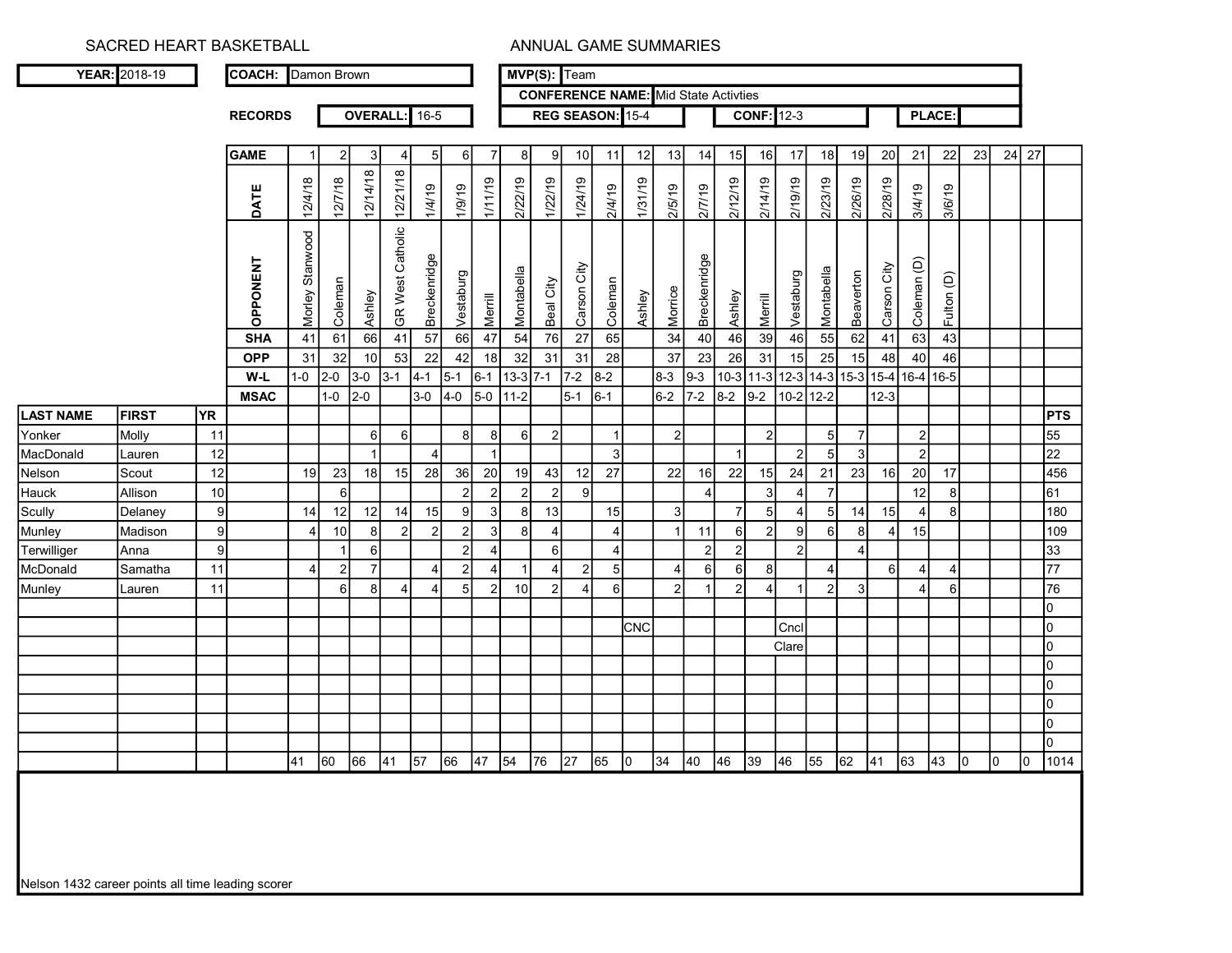SACRED HEART BASKETBALL — ANNUAL GAME SUMMARIES

**YEAR:** 2018-19 | **COACH:** Damon Brown | **MVP(S):** Team

**CONFERENCE NAME:** Mid State Activties

**RECORDS** — **OVERALL:** 16-5 | **REG SEASON:** 15-4 | **CONF:** 12-3 | **PLACE:**

| | | | GAME | 1 | 2 | 3 | 4 | 5 | 6 | 7 | 8 | 9 | 10 | 11 | 12 | 13 | 14 | 15 | 16 | 17 | 18 | 19 | 20 | 21 | 22 | 23 | 24 | 27 | |
|---|---|---|---|---|---|---|---|---|---|---|---|---|---|---|---|---|---|---|---|---|---|---|---|---|---|---|---|---|---|
| | | | DATE | 12/4/18 | 12/7/18 | 12/14/18 | 12/21/18 | 1/4/19 | 1/9/19 | 1/11/19 | 2/22/19 | 1/22/19 | 1/24/19 | 2/4/19 | 1/31/19 | 2/5/19 | 2/7/19 | 2/12/19 | 2/14/19 | 2/19/19 | 2/23/19 | 2/26/19 | 2/28/19 | 3/4/19 | 3/6/19 | | | | |
| | | | OPPONENT | Morley Stanwood | Coleman | Ashley | GR West Catholic | Breckenridge | Vestaburg | Merrill | Montabella | Beal City | Carson City | Coleman | Ashley | Morrice | Breckenridge | Ashley | Merrill | Vestaburg | Montabella | Beaverton | Carson City | Coleman (D) | Fulton (D) | | | | |
| | | | SHA | 41 | 61 | 66 | 41 | 57 | 66 | 47 | 54 | 76 | 27 | 65 | | 34 | 40 | 46 | 39 | 46 | 55 | 62 | 41 | 63 | 43 | | | | |
| | | | OPP | 31 | 32 | 10 | 53 | 22 | 42 | 18 | 32 | 31 | 31 | 28 | | 37 | 23 | 26 | 31 | 15 | 25 | 15 | 48 | 40 | 46 | | | | |
| | | | W-L | 1-0 | 2-0 | 3-0 | 3-1 | 4-1 | 5-1 | 6-1 | 13-3 | 7-1 | 7-2 | 8-2 | | 8-3 | 9-3 | 10-3 | 11-3 | 12-3 | 14-3 | 15-3 | 15-4 | 16-4 | 16-5 | | | | |
| | | | MSAC | | 1-0 | 2-0 | | 3-0 | 4-0 | 5-0 | 11-2 | | 5-1 | 6-1 | | 6-2 | 7-2 | 8-2 | 9-2 | 10-2 | 12-2 | | 12-3 | | | | | | |
| **LAST NAME** | **FIRST** | **YR** | | | | | | | | | | | | | | | | | | | | | | | | | | | **PTS** |
| Yonker | Molly | 11 | | | | 6 | 6 | | 8 | 8 | 6 | 2 | | 1 | | 2 | | | 2 | | 5 | 7 | | 2 | | | | | 55 |
| MacDonald | Lauren | 12 | | | | 1 | | 4 | | 1 | | | | 3 | | | | 1 | | 2 | 5 | 3 | | 2 | | | | | 22 |
| Nelson | Scout | 12 | | 19 | 23 | 18 | 15 | 28 | 36 | 20 | 19 | 43 | 12 | 27 | | 22 | 16 | 22 | 15 | 24 | 21 | 23 | 16 | 20 | 17 | | | | 456 |
| Hauck | Allison | 10 | | | 6 | | | | 2 | 2 | 2 | 2 | 9 | | | | 4 | | 3 | 4 | 7 | | | 12 | 8 | | | | 61 |
| Scully | Delaney | 9 | | 14 | 12 | 12 | 14 | 15 | 9 | 3 | 8 | 13 | | 15 | | 3 | | 7 | 5 | 4 | 5 | 14 | 15 | 4 | 8 | | | | 180 |
| Munley | Madison | 9 | | 4 | 10 | 8 | 2 | 2 | 2 | 3 | 8 | 4 | | 4 | | 1 | 11 | 6 | 2 | 9 | 6 | 8 | 4 | 15 | | | | | 109 |
| Terwilliger | Anna | 9 | | | 1 | 6 | | | 2 | 4 | | 6 | | 4 | | | 2 | 2 | | 2 | | 4 | | | | | | | 33 |
| McDonald | Samatha | 11 | | 4 | 2 | 7 | | 4 | 2 | 4 | 1 | 4 | 2 | 5 | | 4 | 6 | 6 | 8 | | 4 | | 6 | 4 | 4 | | | | 77 |
| Munley | Lauren | 11 | | | 6 | 8 | 4 | 4 | 5 | 2 | 10 | 2 | 4 | 6 | | 2 | 1 | 2 | 4 | 1 | 2 | 3 | | 4 | 6 | | | | 76 |
| | | | | | | | | | | | | | | | | | | | | | | | | | | | | | 0 |
| | | | | | | | | | | | | | | | CNC | | | | | Cncl | | | | | | | | | 0 |
| | | | | | | | | | | | | | | | | | | | | Clare | | | | | | | | | 0 |
| | | | | | | | | | | | | | | | | | | | | | | | | | | | | | 0 |
| | | | | | | | | | | | | | | | | | | | | | | | | | | | | | 0 |
| | | | | | | | | | | | | | | | | | | | | | | | | | | | | | 0 |
| | | | | | | | | | | | | | | | | | | | | | | | | | | | | | 0 |
| | | | | | | | | | | | | | | | | | | | | | | | | | | | | | 0 |
| | | | | 41 | 60 | 66 | 41 | 57 | 66 | 47 | 54 | 76 | 27 | 65 | 0 | 34 | 40 | 46 | 39 | 46 | 55 | 62 | 41 | 63 | 43 | 0 | 0 | 0 | 1014 |

Nelson 1432 career points all time leading scorer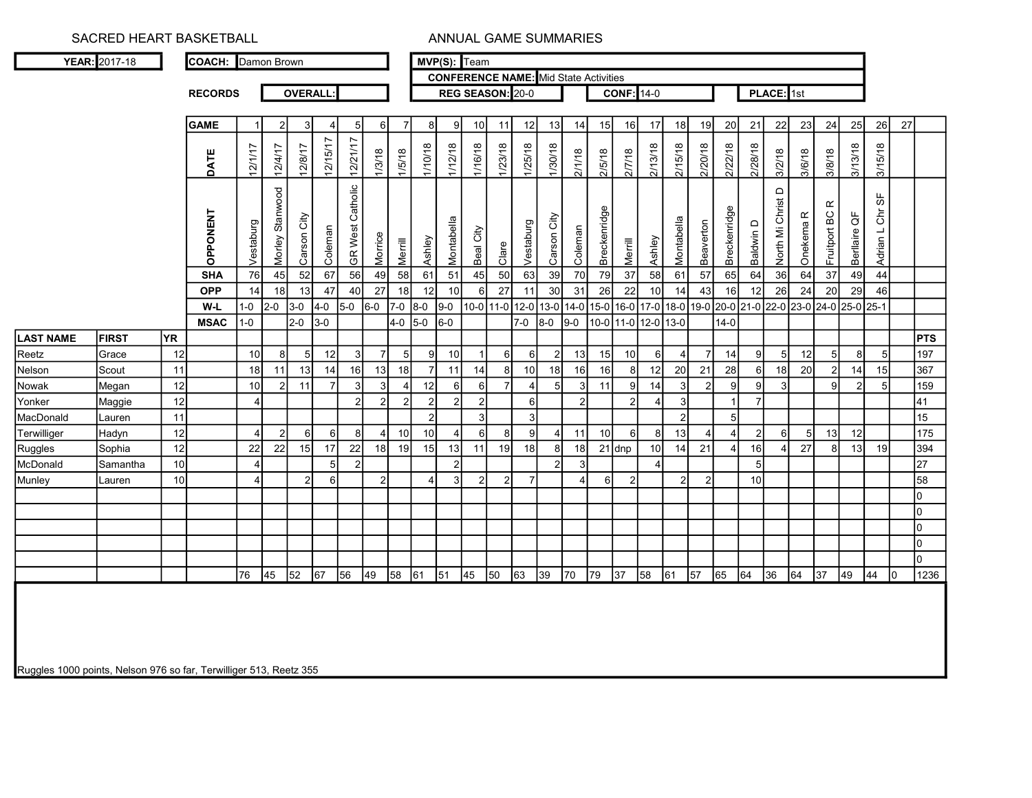SACRED HEART BASKETBALL ANNUAL GAME SUMMARIES

| YEAR: | 2017-18 | COACH: | Damon Brown | MVP(S): | Team |
|---|---|---|---|---|---|
| | | | | CONFERENCE NAME: | Mid State Activities |
| RECORDS | | OVERALL: | | REG SEASON: | 20-0 |
| | | | | CONF: | 14-0 |
| | | | | PLACE: | 1st |

| LAST NAME | FIRST | YR | | 1 | 2 | 3 | 4 | 5 | 6 | 7 | 8 | 9 | 10 | 11 | 12 | 13 | 14 | 15 | 16 | 17 | 18 | 19 | 20 | 21 | 22 | 23 | 24 | 25 | 26 | 27 | PTS |
|---|---|---|---|---|---|---|---|---|---|---|---|---|---|---|---|---|---|---|---|---|---|---|---|---|---|---|---|---|---|---|---|
| | | | DATE | 12/1/17 | 12/4/17 | 12/8/17 | 12/15/17 | 12/21/17 | 1/3/18 | 1/5/18 | 1/10/18 | 1/12/18 | 1/16/18 | 1/23/18 | 1/25/18 | 1/30/18 | 2/1/18 | 2/5/18 | 2/7/18 | 2/13/18 | 2/15/18 | 2/20/18 | 2/22/18 | 2/28/18 | 3/2/18 | 3/6/18 | 3/8/18 | 3/13/18 | 3/15/18 | | |
| | | | OPPONENT | Vestaburg | Morley Stanwood | Carson City | Coleman | GR West Catholic | Morrice | Merrill | Ashley | Montabella | Beal City | Clare | Vestaburg | Carson City | Coleman | Breckenridge | Merrill | Ashley | Montabella | Beaverton | Breckenridge | Baldwin D | North Mi Christ D | Onekema R | Fruitport BC R | Berlaire QF | Adrian L Chr SF | | |
| | | | SHA | 76 | 45 | 52 | 67 | 56 | 49 | 58 | 61 | 51 | 45 | 50 | 63 | 39 | 70 | 79 | 37 | 58 | 61 | 57 | 65 | 64 | 36 | 64 | 37 | 49 | 44 | | |
| | | | OPP | 14 | 18 | 13 | 47 | 40 | 27 | 18 | 12 | 10 | 6 | 27 | 11 | 30 | 31 | 26 | 22 | 10 | 14 | 43 | 16 | 12 | 26 | 24 | 20 | 29 | 46 | | |
| | | | W-L | 1-0 | 2-0 | 3-0 | 4-0 | 5-0 | 6-0 | 7-0 | 8-0 | 9-0 | 10-0 | 11-0 | 12-0 | 13-0 | 14-0 | 15-0 | 16-0 | 17-0 | 18-0 | 19-0 | 20-0 | 21-0 | 22-0 | 23-0 | 24-0 | 25-0 | 25-1 | | |
| | | | MSAC | 1-0 | | 2-0 | 3-0 | | | 4-0 | 5-0 | 6-0 | | | 7-0 | 8-0 | 9-0 | 10-0 | 11-0 | 12-0 | 13-0 | | 14-0 | | | | | | | | |
| Reetz | Grace | 12 | | 10 | 8 | 5 | 12 | 3 | 7 | 5 | 9 | 10 | 1 | 6 | 6 | 2 | 13 | 15 | 10 | 6 | 4 | 7 | 14 | 9 | 5 | 12 | 5 | 8 | 5 | | 197 |
| Nelson | Scout | 11 | | 18 | 11 | 13 | 14 | 16 | 13 | 18 | 7 | 11 | 14 | 8 | 10 | 18 | 16 | 16 | 8 | 12 | 20 | 21 | 28 | 6 | 18 | 20 | 2 | 14 | 15 | | 367 |
| Nowak | Megan | 12 | | 10 | 2 | 11 | 7 | 3 | 3 | 4 | 12 | 6 | 6 | 7 | 4 | 5 | 3 | 11 | 9 | 14 | 3 | 2 | 9 | 9 | 3 | | 9 | 2 | 5 | | 159 |
| Yonker | Maggie | 12 | | 4 | | | | 2 | 2 | 2 | 2 | 2 | 2 | | 6 | | 2 | | 2 | 4 | 3 | | 1 | 7 | | | | | | | 41 |
| MacDonald | Lauren | 11 | | | | | | | | | 2 | | 3 | | 3 | | | | | | 2 | | 5 | | | | | | | | 15 |
| Terwilliger | Hadyn | 12 | | 4 | 2 | 6 | 6 | 8 | 4 | 10 | 10 | 4 | 6 | 8 | 9 | 4 | 11 | 10 | 6 | 8 | 13 | 4 | 4 | 2 | 6 | 5 | 13 | 12 | | | 175 |
| Ruggles | Sophia | 12 | | 22 | 22 | 15 | 17 | 22 | 18 | 19 | 15 | 13 | 11 | 19 | 18 | 8 | 18 | 21 | dnp | 10 | 14 | 21 | 4 | 16 | 4 | 27 | 8 | 13 | 19 | | 394 |
| McDonald | Samantha | 10 | | 4 | | | 5 | 2 | | | | 2 | | | | 2 | 3 | | | 4 | | | | 5 | | | | | | | 27 |
| Munley | Lauren | 10 | | 4 | | 2 | 6 | | 2 | | 4 | 3 | 2 | 2 | 7 | | 4 | 6 | 2 | | 2 | 2 | | 10 | | | | | | | 58 |
| | | | | | | | | | | | | | | | | | | | | | | | | | | | | | | | 0 |
| | | | | | | | | | | | | | | | | | | | | | | | | | | | | | | | 0 |
| | | | | | | | | | | | | | | | | | | | | | | | | | | | | | | | 0 |
| | | | | | | | | | | | | | | | | | | | | | | | | | | | | | | | 0 |
| | | | | | | | | | | | | | | | | | | | | | | | | | | | | | | | 0 |
| | | | | 76 | 45 | 52 | 67 | 56 | 49 | 58 | 61 | 51 | 45 | 50 | 63 | 39 | 70 | 79 | 37 | 58 | 61 | 57 | 65 | 64 | 36 | 64 | 37 | 49 | 44 | 0 | 1236 |

Ruggles 1000 points, Nelson 976 so far, Terwilliger 513, Reetz 355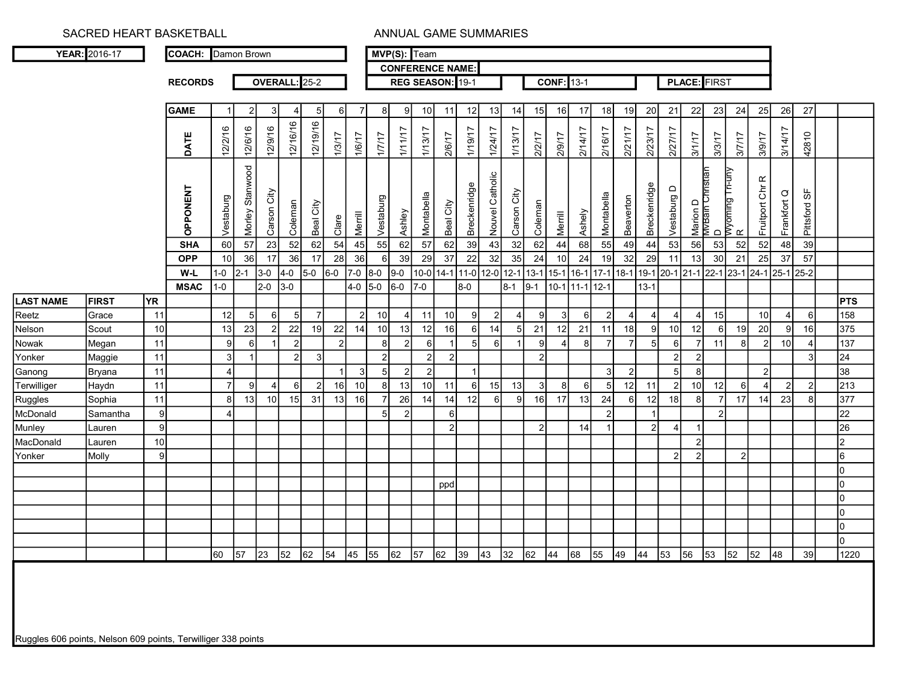SACRED HEART BASKETBALL — ANNUAL GAME SUMMARIES

**YEAR:** 2016-17 | **COACH:** Damon Brown | **MVP(S):** Team

**CONFERENCE NAME:**

**RECORDS** — **OVERALL:** 25-2 | **REG SEASON:** 19-1 | **CONF:** 13-1 | **PLACE:** FIRST

| LAST NAME | FIRST | YR | GAME | 1 | 2 | 3 | 4 | 5 | 6 | 7 | 8 | 9 | 10 | 11 | 12 | 13 | 14 | 15 | 16 | 17 | 18 | 19 | 20 | 21 | 22 | 23 | 24 | 25 | 26 | 27 | | |
|---|---|---|---|---|---|---|---|---|---|---|---|---|---|---|---|---|---|---|---|---|---|---|---|---|---|---|---|---|---|---|---|---|
| | | | DATE | 12/2/16 | 12/6/16 | 12/9/16 | 12/16/16 | 12/19/16 | 1/3/17 | 1/6/17 | 1/7/17 | 1/11/17 | 1/13/17 | 2/6/17 | 1/19/17 | 1/24/17 | 1/13/17 | 2/2/17 | 2/9/17 | 2/14/17 | 2/16/17 | 2/21/17 | 2/23/17 | 2/27/17 | 3/1/17 | 3/3/17 | 3/7/17 | 3/9/17 | 3/14/17 | 42810 | | |
| | | | OPPONENT | Vestaburg | Morley Stanwood | Carson City | Coleman | Beal City | Clare | Merrill | Vestaburg | Ashley | Montabella | Beal City | Breckenridge | Nouvel Catholic | Carson City | Coleman | Merrill | Ashely | Montabella | Beaverton | Breckenridge | Vestaburg D | Marion D | MvBain Christian D | Wyoming Tri-uny R | Fruitport Chr R | Frankfort Q | Pittsford SF | | |
| | | | SHA | 60 | 57 | 23 | 52 | 62 | 54 | 45 | 55 | 62 | 57 | 62 | 39 | 43 | 32 | 62 | 44 | 68 | 55 | 49 | 44 | 53 | 56 | 53 | 52 | 52 | 48 | 39 | | |
| | | | OPP | 10 | 36 | 17 | 36 | 17 | 28 | 36 | 6 | 39 | 29 | 37 | 22 | 32 | 35 | 24 | 10 | 24 | 19 | 32 | 29 | 11 | 13 | 30 | 21 | 25 | 37 | 57 | | |
| | | | W-L | 1-0 | 2-1 | 3-0 | 4-0 | 5-0 | 6-0 | 7-0 | 8-0 | 9-0 | 10-0 | 14-1 | 11-0 | 12-0 | 12-1 | 13-1 | 15-1 | 16-1 | 17-1 | 18-1 | 19-1 | 20-1 | 21-1 | 22-1 | 23-1 | 24-1 | 25-1 | 25-2 | | |
| | | | MSAC | 1-0 | | 2-0 | 3-0 | | | 4-0 | 5-0 | 6-0 | 7-0 | | 8-0 | | 8-1 | 9-1 | 10-1 | 11-1 | 12-1 | | 13-1 | | | | | | | | | |
| **LAST NAME** | **FIRST** | **YR** | | | | | | | | | | | | | | | | | | | | | | | | | | | | | | **PTS** |
| Reetz | Grace | 11 | | 12 | 5 | 6 | 5 | 7 | | 2 | 10 | 4 | 11 | 10 | 9 | 2 | 4 | 9 | 3 | 6 | 2 | 4 | 4 | 4 | 4 | 15 | | 10 | 4 | 6 | | 158 |
| Nelson | Scout | 10 | | 13 | 23 | 2 | 22 | 19 | 22 | 14 | 10 | 13 | 12 | 16 | 6 | 14 | 5 | 21 | 12 | 21 | 11 | 18 | 9 | 10 | 12 | 6 | 19 | 20 | 9 | 16 | | 375 |
| Nowak | Megan | 11 | | 9 | 6 | 1 | 2 | | 2 | | 8 | 2 | 6 | 1 | 5 | 6 | 1 | 9 | 4 | 8 | 7 | 7 | 5 | 6 | 7 | 11 | 8 | 2 | 10 | 4 | | 137 |
| Yonker | Maggie | 11 | | 3 | 1 | | 2 | 3 | | | 2 | | 2 | 2 | | | | 2 | | | | | | 2 | 2 | | | | | 3 | | 24 |
| Ganong | Bryana | 11 | | 4 | | | | | 1 | 3 | 5 | 2 | 2 | | 1 | | | | | | 3 | 2 | | 5 | 8 | | | 2 | | | | 38 |
| Terwilliger | Haydn | 11 | | 7 | 9 | 4 | 6 | 2 | 16 | 10 | 8 | 13 | 10 | 11 | 6 | 15 | 13 | 3 | 8 | 6 | 5 | 12 | 11 | 2 | 10 | 12 | 6 | 4 | 2 | 2 | | 213 |
| Ruggles | Sophia | 11 | | 8 | 13 | 10 | 15 | 31 | 13 | 16 | 7 | 26 | 14 | 14 | 12 | 6 | 9 | 16 | 17 | 13 | 24 | 6 | 12 | 18 | 8 | 7 | 17 | 14 | 23 | 8 | | 377 |
| McDonald | Samantha | 9 | | 4 | | | | | | | 5 | 2 | | 6 | | | | | | | 2 | | 1 | | | 2 | | | | | | 22 |
| Munley | Lauren | 9 | | | | | | | | | | | | 2 | | | | 2 | | 14 | 1 | | 2 | 4 | 1 | | | | | | | 26 |
| MacDonald | Lauren | 10 | | | | | | | | | | | | | | | | | | | | | | | 2 | | | | | | | 2 |
| Yonker | Molly | 9 | | | | | | | | | | | | | | | | | | | | | | 2 | 2 | | 2 | | | | | 6 |
| | | | | | | | | | | | | | | | | | | | | | | | | | | | | | | | | 0 |
| | | | | | | | | | | | | | | ppd | | | | | | | | | | | | | | | | | | 0 |
| | | | | | | | | | | | | | | | | | | | | | | | | | | | | | | | | 0 |
| | | | | | | | | | | | | | | | | | | | | | | | | | | | | | | | | 0 |
| | | | | | | | | | | | | | | | | | | | | | | | | | | | | | | | | 0 |
| | | | | | | | | | | | | | | | | | | | | | | | | | | | | | | | | 0 |
| | | | | 60 | 57 | 23 | 52 | 62 | 54 | 45 | 55 | 62 | 57 | 62 | 39 | 43 | 32 | 62 | 44 | 68 | 55 | 49 | 44 | 53 | 56 | 53 | 52 | 52 | 48 | 39 | | 1220 |

Ruggles 606 points, Nelson 609 points, Terwilliger 338 points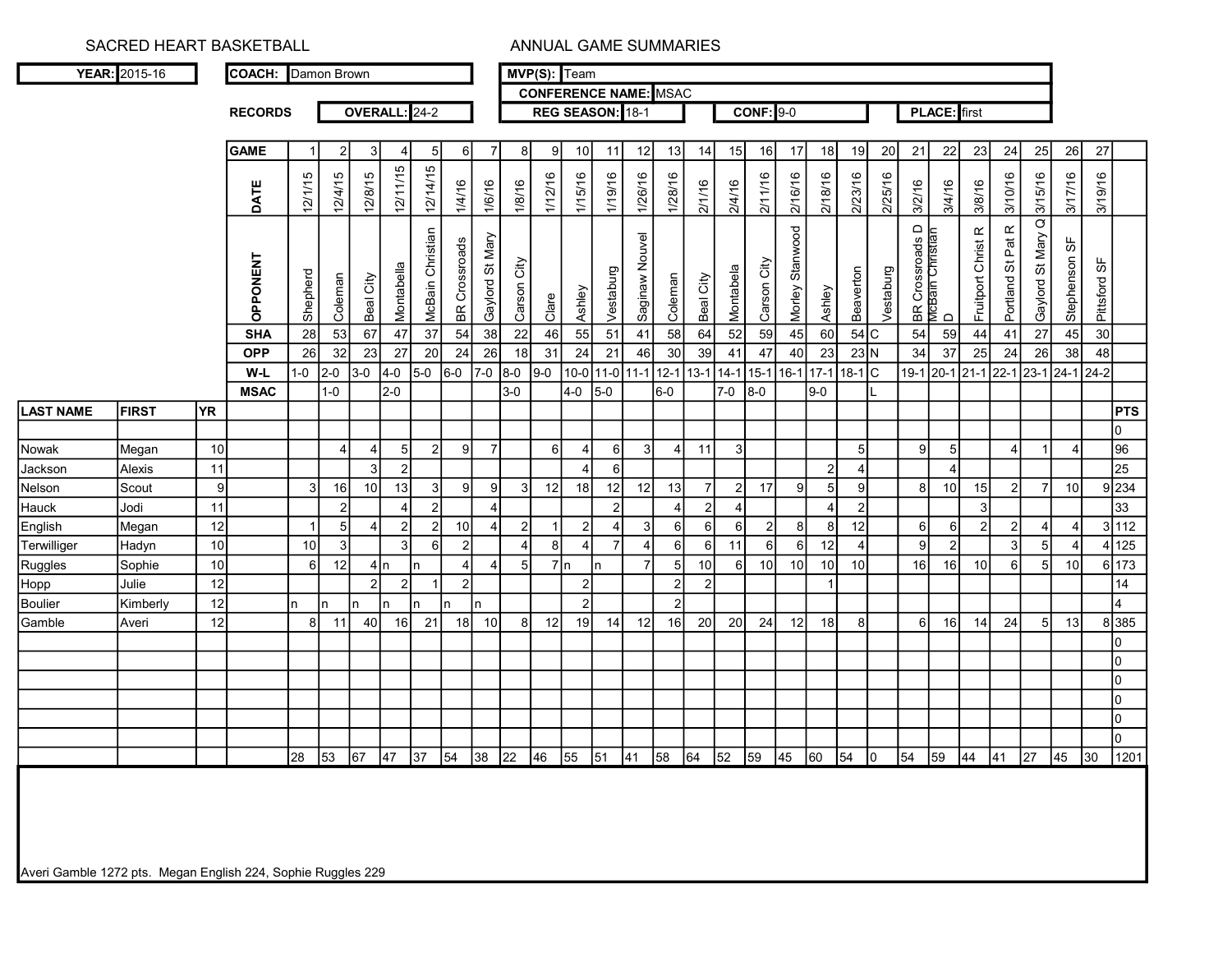SACRED HEART BASKETBALL

ANNUAL GAME SUMMARIES

**YEAR:** 2015-16 | **COACH:** Damon Brown | **MVP(S):** Team

**CONFERENCE NAME:** MSAC

**RECORDS** | **OVERALL:** 24-2 | **REG SEASON:** 18-1 | **CONF:** 9-0 | **PLACE:** first

| LAST NAME | FIRST | YR | | 1 | 2 | 3 | 4 | 5 | 6 | 7 | 8 | 9 | 10 | 11 | 12 | 13 | 14 | 15 | 16 | 17 | 18 | 19 | 20 | 21 | 22 | 23 | 24 | 25 | 26 | 27 | PTS |
|---|---|---|---|---|---|---|---|---|---|---|---|---|---|---|---|---|---|---|---|---|---|---|---|---|---|---|---|---|---|---|---|
| | | | **GAME** | 1 | 2 | 3 | 4 | 5 | 6 | 7 | 8 | 9 | 10 | 11 | 12 | 13 | 14 | 15 | 16 | 17 | 18 | 19 | 20 | 21 | 22 | 23 | 24 | 25 | 26 | 27 | |
| | | | **DATE** | 12/1/15 | 12/4/15 | 12/8/15 | 12/11/15 | 12/14/15 | 1/4/16 | 1/6/16 | 1/8/16 | 1/12/16 | 1/15/16 | 1/19/16 | 1/26/16 | 1/28/16 | 2/1/16 | 2/4/16 | 2/11/16 | 2/16/16 | 2/18/16 | 2/23/16 | 2/25/16 | 3/2/16 | 3/4/16 | 3/8/16 | 3/10/16 | 3/15/16 | 3/17/16 | 3/19/16 | |
| | | | **OPPONENT** | Shepherd | Coleman | Beal City | Montabella | McBain Christian | BR Crossroads | Gaylord St Mary | Carson City | Clare | Ashley | Vestaburg | Saginaw Nouvel | Coleman | Beal City | Montabela | Carson City | Morley Stanwood | Ashley | Beaverton | Vestaburg | BR Crossroads D | McBain Christian D | Fruitport Christ R | Portland St Pat R | Gaylord St Mary Q | Stephenson SF | Pittsford SF | |
| | | | **SHA** | 28 | 53 | 67 | 47 | 37 | 54 | 38 | 22 | 46 | 55 | 51 | 41 | 58 | 64 | 52 | 59 | 45 | 60 | 54 | C | 54 | 59 | 44 | 41 | 27 | 45 | 30 | |
| | | | **OPP** | 26 | 32 | 23 | 27 | 20 | 24 | 26 | 18 | 31 | 24 | 21 | 46 | 30 | 39 | 41 | 47 | 40 | 23 | 23 | N | 34 | 37 | 25 | 24 | 26 | 38 | 48 | |
| | | | **W-L** | 1-0 | 2-0 | 3-0 | 4-0 | 5-0 | 6-0 | 7-0 | 8-0 | 9-0 | 10-0 | 11-0 | 11-1 | 12-1 | 13-1 | 14-1 | 15-1 | 16-1 | 17-1 | 18-1 | C | 19-1 | 20-1 | 21-1 | 22-1 | 23-1 | 24-1 | 24-2 | |
| | | | **MSAC** | | 1-0 | | 2-0 | | | | 3-0 | | 4-0 | 5-0 | | 6-0 | | 7-0 | 8-0 | | 9-0 | | L | | | | | | | | |
| **LAST NAME** | **FIRST** | **YR** | | | | | | | | | | | | | | | | | | | | | | | | | | | | | **PTS** |
| | | | | | | | | | | | | | | | | | | | | | | | | | | | | | | | 0 |
| Nowak | Megan | 10 | | | 4 | 4 | 5 | 2 | 9 | 7 | | 6 | 4 | 6 | 3 | 4 | 11 | 3 | | | | 5 | | 9 | 5 | | 4 | 1 | 4 | | 96 |
| Jackson | Alexis | 11 | | | | 3 | 2 | | | | | | 4 | 6 | | | | | | | 2 | 4 | | | 4 | | | | | | 25 |
| Nelson | Scout | 9 | | 3 | 16 | 10 | 13 | 3 | 9 | 9 | 3 | 12 | 18 | 12 | 12 | 13 | 7 | 2 | 17 | 9 | 5 | 9 | | 8 | 10 | 15 | 2 | 7 | 10 | 9 | 234 |
| Hauck | Jodi | 11 | | | 2 | | 4 | 2 | | 4 | | | | 2 | | 4 | 2 | 4 | | | 4 | 2 | | | | 3 | | | | | 33 |
| English | Megan | 12 | | 1 | 5 | 4 | 2 | 2 | 10 | 4 | 2 | 1 | 2 | 4 | 3 | 6 | 6 | 6 | 2 | 8 | 8 | 12 | | 6 | 6 | 2 | 2 | 4 | 4 | 3 | 112 |
| Terwilliger | Hadyn | 10 | | 10 | 3 | | 3 | 6 | 2 | | 4 | 8 | 4 | 7 | 4 | 6 | 6 | 11 | 6 | 6 | 12 | 4 | | 9 | 2 | | 3 | 5 | 4 | 4 | 125 |
| Ruggles | Sophie | 10 | | 6 | 12 | 4 | n | n | 4 | 4 | 5 | 7 | n | n | 7 | 5 | 10 | 6 | 10 | 10 | 10 | 10 | | 16 | 16 | 10 | 6 | 5 | 10 | 6 | 173 |
| Hopp | Julie | 12 | | | | 2 | 2 | 1 | 2 | | | | 2 | | | 2 | 2 | | | | 1 | | | | | | | | | | 14 |
| Boulier | Kimberly | 12 | | n | n | n | n | n | n | n | | | 2 | | | 2 | | | | | | | | | | | | | | | 4 |
| Gamble | Averi | 12 | | 8 | 11 | 40 | 16 | 21 | 18 | 10 | 8 | 12 | 19 | 14 | 12 | 16 | 20 | 20 | 24 | 12 | 18 | 8 | | 6 | 16 | 14 | 24 | 5 | 13 | 8 | 385 |
| | | | | | | | | | | | | | | | | | | | | | | | | | | | | | | | 0 |
| | | | | | | | | | | | | | | | | | | | | | | | | | | | | | | | 0 |
| | | | | | | | | | | | | | | | | | | | | | | | | | | | | | | | 0 |
| | | | | | | | | | | | | | | | | | | | | | | | | | | | | | | | 0 |
| | | | | | | | | | | | | | | | | | | | | | | | | | | | | | | | 0 |
| | | | | | | | | | | | | | | | | | | | | | | | | | | | | | | | 0 |
| | | | | 28 | 53 | 67 | 47 | 37 | 54 | 38 | 22 | 46 | 55 | 51 | 41 | 58 | 64 | 52 | 59 | 45 | 60 | 54 | 0 | 54 | 59 | 44 | 41 | 27 | 45 | 30 | 1201 |

Averi Gamble 1272 pts. Megan English 224, Sophie Ruggles 229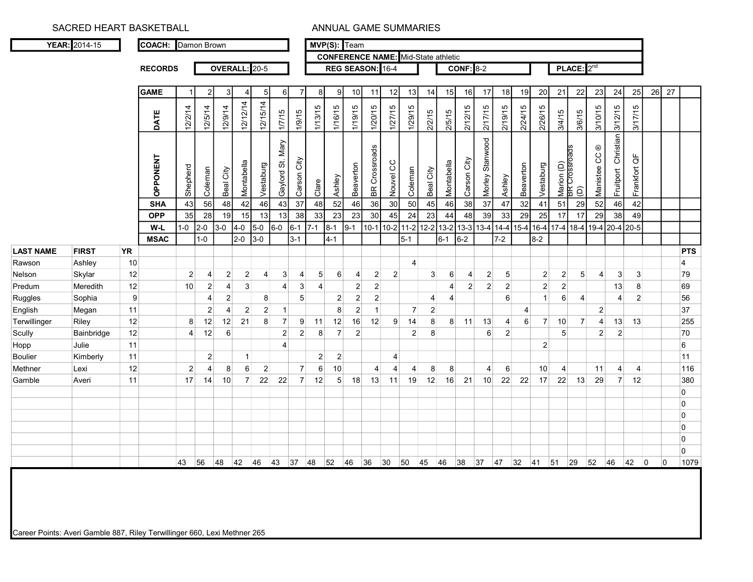SACRED HEART BASKETBALL — ANNUAL GAME SUMMARIES

**YEAR:** 2014-15 | **COACH:** Damon Brown | **MVP(S):** Team

**CONFERENCE NAME:** Mid-State athletic

**RECORDS** — **OVERALL:** 20-5 | **REG SEASON:** 16-4 | **CONF:** 8-2 | **PLACE:** 2nd

| LAST NAME | FIRST | YR | GAME | 1 | 2 | 3 | 4 | 5 | 6 | 7 | 8 | 9 | 10 | 11 | 12 | 13 | 14 | 15 | 16 | 17 | 18 | 19 | 20 | 21 | 22 | 23 | 24 | 25 | 26 | 27 | PTS |
|---|---|---|---|---|---|---|---|---|---|---|---|---|---|---|---|---|---|---|---|---|---|---|---|---|---|---|---|---|---|---|---|
| | | | DATE | 12/2/14 | 12/5/14 | 12/9/14 | 12/12/14 | 12/15/14 | 1/7/15 | 1/9/15 | 1/13/15 | 1/16/15 | 1/19/15 | 1/20/15 | 1/27/15 | 1/29/15 | 2/2/15 | 2/5/15 | 2/12/15 | 2/17/15 | 2/19/15 | 2/24/15 | 2/26/15 | 3/4/15 | 3/6/15 | 3/10/15 | 3/12/15 | 3/17/15 | | | |
| | | | OPPONENT | Shepherd | Coleman | Beal City | Montabella | Vestaburg | Gaylord St. Mary | Carson City | Clare | Ashley | Beaverton | BR Crossroads | Nouvel CC | Coleman | Beal City | Montabella | Carson City | Morley Stanwood | Ashley | Beaverton | Vestaburg | Marion (D) | BR Crossroads (D) | Manistee CC ® | Fruitport Christian | Frankfort QF | | | |
| | | | SHA | 43 | 56 | 48 | 42 | 46 | 43 | 37 | 48 | 52 | 46 | 36 | 30 | 50 | 45 | 46 | 38 | 37 | 47 | 32 | 41 | 51 | 29 | 52 | 46 | 42 | | | |
| | | | OPP | 35 | 28 | 19 | 15 | 13 | 13 | 38 | 33 | 23 | 23 | 30 | 45 | 24 | 23 | 44 | 48 | 39 | 33 | 29 | 25 | 17 | 17 | 29 | 38 | 49 | | | |
| | | | W-L | 1-0 | 2-0 | 3-0 | 4-0 | 5-0 | 6-0 | 6-1 | 7-1 | 8-1 | 9-1 | 10-1 | 10-2 | 11-2 | 12-2 | 13-2 | 13-3 | 13-4 | 14-4 | 15-4 | 16-4 | 17-4 | 18-4 | 19-4 | 20-4 | 20-5 | | | |
| | | | MSAC | | 1-0 | | 2-0 | 3-0 | | 3-1 | | 4-1 | | | | 5-1 | | 6-1 | 6-2 | | 7-2 | | 8-2 | | | | | | | | |
| Rawson | Ashley | 10 | | | | | | | | | | | | | | 4 | | | | | | | | | | | | | | | 4 |
| Nelson | Skylar | 12 | | 2 | 4 | 2 | 2 | 4 | 3 | 4 | 5 | 6 | 4 | 2 | 2 | | 3 | 6 | 4 | 2 | 5 | | 2 | 2 | 5 | 4 | 3 | 3 | | | 79 |
| Predum | Meredith | 12 | | 10 | 2 | 4 | 3 | | 4 | 3 | 4 | | 2 | 2 | | | | 4 | 2 | 2 | 2 | | 2 | 2 | | | 13 | 8 | | | 69 |
| Ruggles | Sophia | 9 | | | 4 | 2 | | 8 | | 5 | | 2 | 2 | 2 | | | 4 | 4 | | | 6 | | 1 | 6 | 4 | | 4 | 2 | | | 56 |
| English | Megan | 11 | | | 2 | 4 | 2 | 2 | 1 | | | 8 | 2 | 1 | | 7 | 2 | | | | | 4 | | | | 2 | | | | | 37 |
| Terwillinger | Riley | 12 | | 8 | 12 | 12 | 21 | 8 | 7 | 9 | 11 | 12 | 16 | 12 | 9 | 14 | 8 | 8 | 11 | 13 | 4 | 6 | 7 | 10 | 7 | 4 | 13 | 13 | | | 255 |
| Scully | Bainbridge | 12 | | 4 | 12 | 6 | | | 2 | 2 | 8 | 7 | 2 | | | 2 | 8 | | | 6 | 2 | | | 5 | | 2 | 2 | | | | 70 |
| Hopp | Julie | 11 | | | | | | | 4 | | | | | | | | | | | | | | 2 | | | | | | | | 6 |
| Boulier | Kimberly | 11 | | | 2 | | 1 | | | | 2 | 2 | | | 4 | | | | | | | | | | | | | | | | 11 |
| Methner | Lexi | 12 | | 2 | 4 | 8 | 6 | 2 | | 7 | 6 | 10 | | 4 | 4 | 4 | 8 | 8 | | 4 | 6 | | 10 | 4 | | 11 | 4 | 4 | | | 116 |
| Gamble | Averi | 11 | | 17 | 14 | 10 | 7 | 22 | 22 | 7 | 12 | 5 | 18 | 13 | 11 | 19 | 12 | 16 | 21 | 10 | 22 | 22 | 17 | 22 | 13 | 29 | 7 | 12 | | | 380 |
| | | | | | | | | | | | | | | | | | | | | | | | | | | | | | | | 0 |
| | | | | | | | | | | | | | | | | | | | | | | | | | | | | | | | 0 |
| | | | | | | | | | | | | | | | | | | | | | | | | | | | | | | | 0 |
| | | | | | | | | | | | | | | | | | | | | | | | | | | | | | | | 0 |
| | | | | | | | | | | | | | | | | | | | | | | | | | | | | | | | 0 |
| | | | | | | | | | | | | | | | | | | | | | | | | | | | | | | | 0 |
| | | | | 43 | 56 | 48 | 42 | 46 | 43 | 37 | 48 | 52 | 46 | 36 | 30 | 50 | 45 | 46 | 38 | 37 | 47 | 32 | 41 | 51 | 29 | 52 | 46 | 42 | 0 | 0 | 1079 |

Career Points: Averi Gamble 887, Riley Terwillinger 660, Lexi Methner 265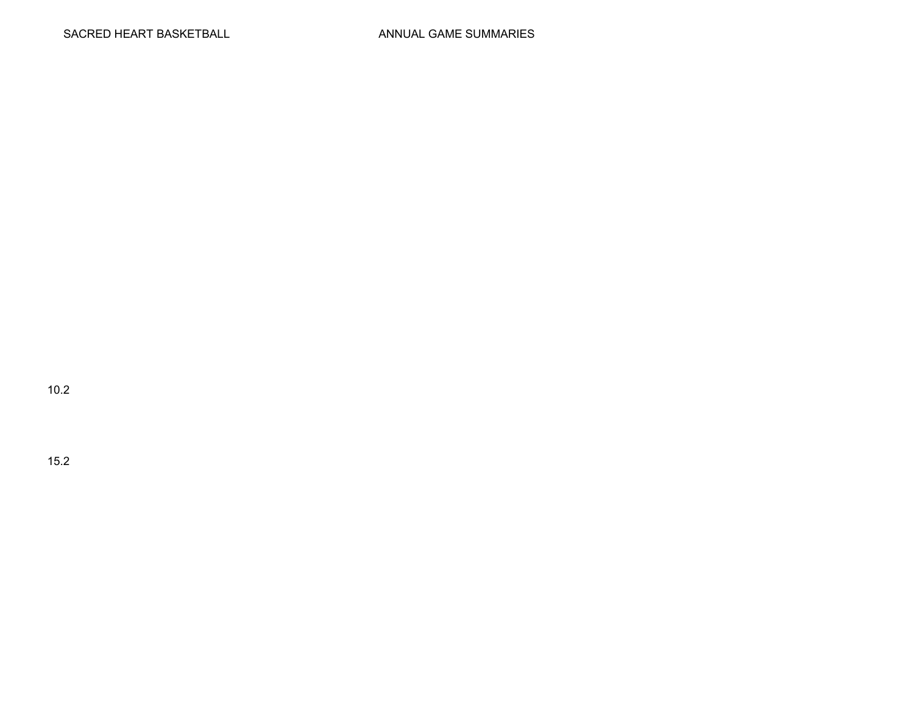10.2

15.2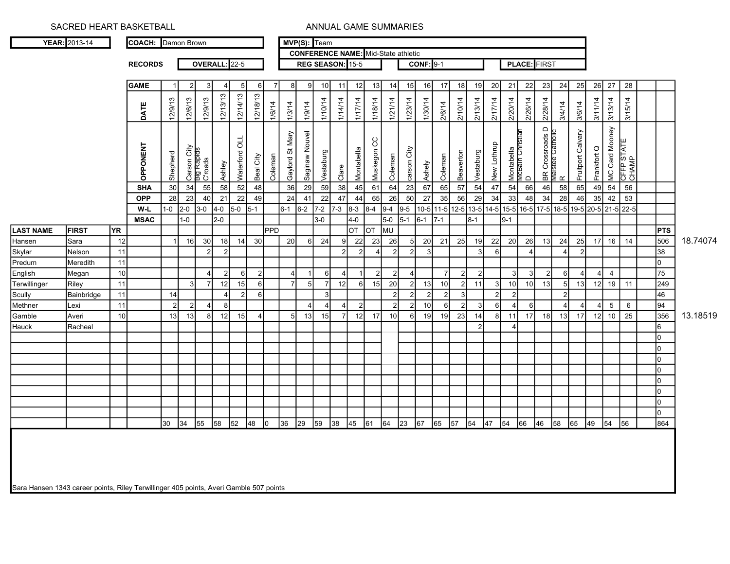# SACRED HEART BASKETBALL

## ANNUAL GAME SUMMARIES

**YEAR:** 2013-14

**COACH:** Damon Brown

**MVP(S):** Team

**CONFERENCE NAME:** Mid-State athletic

**RECORDS** — **OVERALL:** 22-5 | **REG SEASON:** 15-5 | **CONF:** 9-1 | **PLACE:** FIRST

| | | | GAME | 1 | 2 | 3 | 4 | 5 | 6 | 7 | 8 | 9 | 10 | 11 | 12 | 13 | 14 | 15 | 16 | 17 | 18 | 19 | 20 | 21 | 22 | 23 | 24 | 25 | 26 | 27 | 28 | | | |
|---|---|---|---|---|---|---|---|---|---|---|---|---|---|---|---|---|---|---|---|---|---|---|---|---|---|---|---|---|---|---|---|---|---|---|
| | | | DATE | 12/9/13 | 12/6/13 | 12/9/13 | 12/13/13 | 12/14/13 | 12/18/13 | 1/6/14 | 1/3/14 | 1/9/14 | 1/10/14 | 1/14/14 | 1/17/14 | 1/18/14 | 1/21/14 | 1/23/14 | 1/30/14 | 2/6/14 | 2/10/14 | 2/13/14 | 2/17/14 | 2/20/14 | 2/26/14 | 2/28/14 | 3/4/14 | 3/6/14 | 3/11/14 | 3/13/14 | 3/15/14 | | | |
| | | | OPPONENT | Shepherd | Carson City | Big Rapids C'roads | Ashley | Waterford OLL | Beal City | Coleman | Gaylord St Mary | Saginaw Nouvel | Vestaburg | Clare | Montabella | Muskegon CC | Coleman | carson City | Ashely | Coleman | Beaverton | Vestaburg | New Lothrup | Montabella | McBain Christian D | BR Crossroads D | Manistee Catholic R | Fruitport Calvary | Frankfort Q | MC Card Mooney | CFFP STATE CHAMP | | | |
| | | | SHA | 30 | 34 | 55 | 58 | 52 | 48 | | 36 | 29 | 59 | 38 | 45 | 61 | 64 | 23 | 67 | 65 | 57 | 54 | 47 | 54 | 66 | 46 | 58 | 65 | 49 | 54 | 56 | | | |
| | | | OPP | 28 | 23 | 40 | 21 | 22 | 49 | | 24 | 41 | 22 | 47 | 44 | 65 | 26 | 50 | 27 | 35 | 56 | 29 | 34 | 33 | 48 | 34 | 28 | 46 | 35 | 42 | 53 | | | |
| | | | W-L | 1-0 | 2-0 | 3-0 | 4-0 | 5-0 | 5-1 | | 6-1 | 6-2 | 7-2 | 7-3 | 8-3 | 8-4 | 9-4 | 9-5 | 10-5 | 11-5 | 12-5 | 13-5 | 14-5 | 15-5 | 16-5 | 17-5 | 18-5 | 19-5 | 20-5 | 21-5 | 22-5 | | | |
| | | | MSAC | | 1-0 | | 2-0 | | | | | | 3-0 | | 4-0 | | 5-0 | 5-1 | 6-1 | 7-1 | | 8-1 | | 9-1 | | | | | | | | | | |
| LAST NAME | FIRST | YR | | | | | | | | PPD | | | | | OT | OT | MU | | | | | | | | | | | | | | | | PTS | |
| Hansen | Sara | 12 | | 1 | 16 | 30 | 18 | 14 | 30 | | 20 | 6 | 24 | 9 | 22 | 23 | 26 | 5 | 20 | 21 | 25 | 19 | 22 | 20 | 26 | 13 | 24 | 25 | 17 | 16 | 14 | | 506 | 18.74074 |
| Skylar | Nelson | 11 | | | | 2 | 2 | | | | | | | 2 | 2 | 4 | 2 | 2 | 3 | | | 3 | 6 | | 4 | | 4 | 2 | | | | | 38 | |
| Predum | Meredith | 11 | | | | | | | | | | | | | | | | | | | | | | | | | | | | | | | 0 | |
| English | Megan | 10 | | | | 4 | 2 | 6 | 2 | | 4 | 1 | 6 | 4 | 1 | 2 | 2 | 4 | | 7 | 2 | 2 | | 3 | 3 | 2 | 6 | 4 | 4 | 4 | | | 75 | |
| Terwillinger | Riley | 11 | | | 3 | 7 | 12 | 15 | 6 | | 7 | 5 | 7 | 12 | 6 | 15 | 20 | 2 | 13 | 10 | 2 | 11 | 3 | 10 | 10 | 13 | 5 | 13 | 12 | 19 | 11 | | 249 | |
| Scully | Bainbridge | 11 | | 14 | | | 4 | 2 | 6 | | | | 3 | | | | 2 | 2 | 2 | 2 | 3 | | 2 | 2 | | | 2 | | | | | | 46 | |
| Methner | Lexi | 11 | | 2 | 2 | 4 | 8 | | | | | 4 | 4 | 4 | 2 | | 2 | 2 | 10 | 6 | 2 | 3 | 6 | 4 | 6 | | 4 | 4 | 4 | 5 | 6 | | 94 | |
| Gamble | Averi | 10 | | 13 | 13 | 8 | 12 | 15 | 4 | | 5 | 13 | 15 | 7 | 12 | 17 | 10 | 6 | 19 | 19 | 23 | 14 | 8 | 11 | 17 | 18 | 13 | 17 | 12 | 10 | 25 | | 356 | 13.18519 |
| Hauck | Racheal | | | | | | | | | | | | | | | | | | | | | 2 | | 4 | | | | | | | | | 6 | |
| | | | | | | | | | | | | | | | | | | | | | | | | | | | | | | | | | 0 | |
| | | | | | | | | | | | | | | | | | | | | | | | | | | | | | | | | | 0 | |
| | | | | | | | | | | | | | | | | | | | | | | | | | | | | | | | | | 0 | |
| | | | | | | | | | | | | | | | | | | | | | | | | | | | | | | | | | 0 | |
| | | | | | | | | | | | | | | | | | | | | | | | | | | | | | | | | | 0 | |
| | | | | | | | | | | | | | | | | | | | | | | | | | | | | | | | | | 0 | |
| | | | | | | | | | | | | | | | | | | | | | | | | | | | | | | | | | 0 | |
| | | | | | | | | | | | | | | | | | | | | | | | | | | | | | | | | | 0 | |
| | | | | 30 | 34 | 55 | 58 | 52 | 48 | 0 | 36 | 29 | 59 | 38 | 45 | 61 | 64 | 23 | 67 | 65 | 57 | 54 | 47 | 54 | 66 | 46 | 58 | 65 | 49 | 54 | 56 | | 864 | |

Sara Hansen 1343 career points, Riley Terwillinger 405 points, Averi Gamble 507 points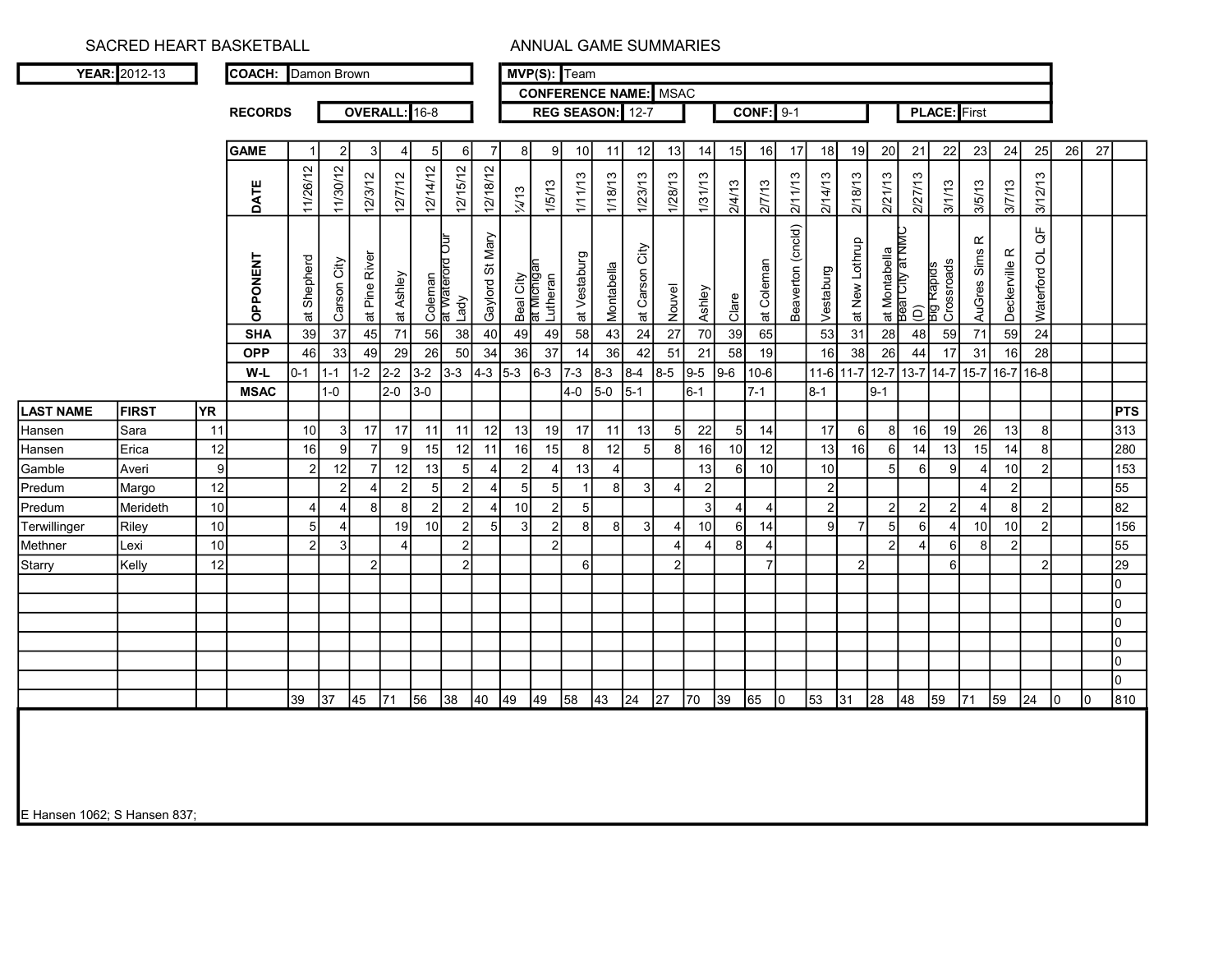SACRED HEART BASKETBALL — ANNUAL GAME SUMMARIES

| YEAR: | 2012-13 | COACH: | Damon Brown | MVP(S): | Team |
|---|---|---|---|---|---|

**CONFERENCE NAME:** MSAC

**RECORDS** — **OVERALL:** 16-8 | **REG SEASON:** 12-7 | **CONF:** 9-1 | **PLACE:** First

| LAST NAME | FIRST | YR | | 1 | 2 | 3 | 4 | 5 | 6 | 7 | 8 | 9 | 10 | 11 | 12 | 13 | 14 | 15 | 16 | 17 | 18 | 19 | 20 | 21 | 22 | 23 | 24 | 25 | 26 | 27 | PTS |
|---|---|---|---|---|---|---|---|---|---|---|---|---|---|---|---|---|---|---|---|---|---|---|---|---|---|---|---|---|---|---|---|
| | | | GAME | 1 | 2 | 3 | 4 | 5 | 6 | 7 | 8 | 9 | 10 | 11 | 12 | 13 | 14 | 15 | 16 | 17 | 18 | 19 | 20 | 21 | 22 | 23 | 24 | 25 | 26 | 27 | |
| | | | DATE | 11/26/12 | 11/30/12 | 12/3/12 | 12/7/12 | 12/14/12 | 12/15/12 | 12/18/12 | 1/4/13 | 1/5/13 | 1/11/13 | 1/18/13 | 1/23/13 | 1/28/13 | 1/31/13 | 2/4/13 | 2/7/13 | 2/11/13 | 2/14/13 | 2/18/13 | 2/21/13 | 2/27/13 | 3/1/13 | 3/5/13 | 3/7/13 | 3/12/13 | | | |
| | | | OPPONENT | at Shepherd | Carson City | at Pine River | at Ashley | Coleman | at Waterford Our Lady | Gaylord St Mary | Beal City | at Michigan Lutheran | at Vestaburg | Montabella | at Carson City | Nouvel | Ashley | Clare | at Coleman | Beaverton (cncld) | Vestaburg | at New Lothrup | at Montabella | Beal City at NMC (D) | Big Rapids Crossroads | AuGres Sims R | Deckerville R | Waterford OL QF | | | |
| | | | SHA | 39 | 37 | 45 | 71 | 56 | 38 | 40 | 49 | 49 | 58 | 43 | 24 | 27 | 70 | 39 | 65 | | 53 | 31 | 28 | 48 | 59 | 71 | 59 | 24 | | | |
| | | | OPP | 46 | 33 | 49 | 29 | 26 | 50 | 34 | 36 | 37 | 14 | 36 | 42 | 51 | 21 | 58 | 19 | | 16 | 38 | 26 | 44 | 17 | 31 | 16 | 28 | | | |
| | | | W-L | 0-1 | 1-1 | 1-2 | 2-2 | 3-2 | 3-3 | 4-3 | 5-3 | 6-3 | 7-3 | 8-3 | 8-4 | 8-5 | 9-5 | 9-6 | 10-6 | | 11-6 | 11-7 | 12-7 | 13-7 | 14-7 | 15-7 | 16-7 | 16-8 | | | |
| | | | MSAC | | 1-0 | | 2-0 | 3-0 | | | | | 4-0 | 5-0 | 5-1 | | 6-1 | | 7-1 | | 8-1 | | 9-1 | | | | | | | | |
| Hansen | Sara | 11 | | 10 | 3 | 17 | 17 | 11 | 11 | 12 | 13 | 19 | 17 | 11 | 13 | 5 | 22 | 5 | 14 | | 17 | 6 | 8 | 16 | 19 | 26 | 13 | 8 | | | 313 |
| Hansen | Erica | 12 | | 16 | 9 | 7 | 9 | 15 | 12 | 11 | 16 | 15 | 8 | 12 | 5 | 8 | 16 | 10 | 12 | | 13 | 16 | 6 | 14 | 13 | 15 | 14 | 8 | | | 280 |
| Gamble | Averi | 9 | | 2 | 12 | 7 | 12 | 13 | 5 | 4 | 2 | 4 | 13 | 4 | | | 13 | 6 | 10 | | 10 | | 5 | 6 | 9 | 4 | 10 | 2 | | | 153 |
| Predum | Margo | 12 | | | 2 | 4 | 2 | 5 | 2 | 4 | 5 | 5 | 1 | 8 | 3 | 4 | 2 | | | | 2 | | | | | 4 | 2 | | | | 55 |
| Predum | Merideth | 10 | | 4 | 4 | 8 | 8 | 2 | 2 | 4 | 10 | 2 | 5 | | | | 3 | 4 | 4 | | 2 | | 2 | 2 | 2 | 4 | 8 | 2 | | | 82 |
| Terwillinger | Riley | 10 | | 5 | 4 | | 19 | 10 | 2 | 5 | 3 | 2 | 8 | 8 | 3 | 4 | 10 | 6 | 14 | | 9 | 7 | 5 | 6 | 4 | 10 | 10 | 2 | | | 156 |
| Methner | Lexi | 10 | | 2 | 3 | | 4 | | 2 | | | 2 | | | | 4 | 4 | 8 | 4 | | | | 2 | 4 | 6 | 8 | 2 | | | | 55 |
| Starry | Kelly | 12 | | | | 2 | | | 2 | | | | 6 | | | 2 | | | 7 | | | 2 | | | 6 | | | 2 | | | 29 |
| | | | | | | | | | | | | | | | | | | | | | | | | | | | | | | | 0 |
| | | | | | | | | | | | | | | | | | | | | | | | | | | | | | | | 0 |
| | | | | | | | | | | | | | | | | | | | | | | | | | | | | | | | 0 |
| | | | | | | | | | | | | | | | | | | | | | | | | | | | | | | | 0 |
| | | | | | | | | | | | | | | | | | | | | | | | | | | | | | | | 0 |
| | | | | | | | | | | | | | | | | | | | | | | | | | | | | | | | 0 |
| | | | | 39 | 37 | 45 | 71 | 56 | 38 | 40 | 49 | 49 | 58 | 43 | 24 | 27 | 70 | 39 | 65 | 0 | 53 | 31 | 28 | 48 | 59 | 71 | 59 | 24 | 0 | 0 | 810 |

E Hansen 1062; S Hansen 837;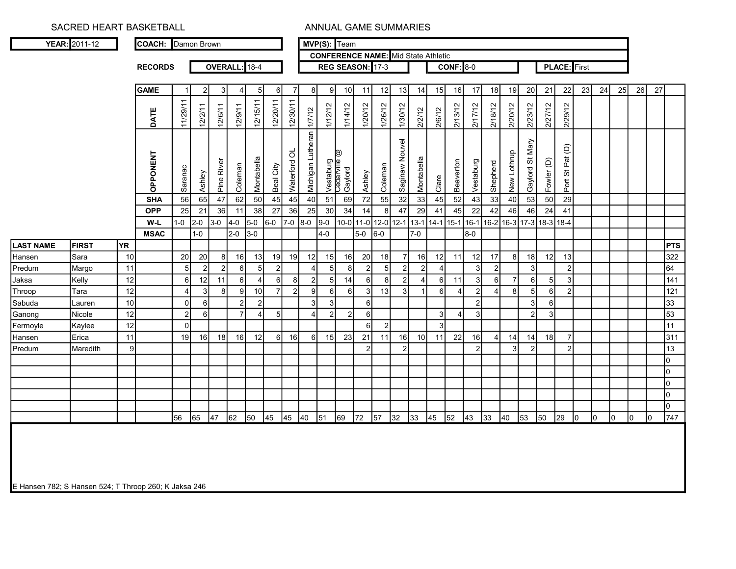SACRED HEART BASKETBALL — ANNUAL GAME SUMMARIES

**YEAR:** 2011-12 | **COACH:** Damon Brown | **MVP(S):** Team

**CONFERENCE NAME:** Mid State Athletic

**RECORDS** — **OVERALL:** 18-4 | **REG SEASON:** 17-3 | **CONF:** 8-0 | **PLACE:** First

| LAST NAME | FIRST | YR | GAME | 1 | 2 | 3 | 4 | 5 | 6 | 7 | 8 | 9 | 10 | 11 | 12 | 13 | 14 | 15 | 16 | 17 | 18 | 19 | 20 | 21 | 22 | 23 | 24 | 25 | 26 | 27 | PTS |
|---|---|---|---|---|---|---|---|---|---|---|---|---|---|---|---|---|---|---|---|---|---|---|---|---|---|---|---|---|---|---|---|
| | | | DATE | 11/29/11 | 12/2/11 | 12/6/11 | 12/9/11 | 12/15/11 | 12/20/11 | 12/30/11 | 1/7/12 | 1/12/12 | 1/14/12 | 1/20/12 | 1/26/12 | 1/30/12 | 2/2/12 | 2/6/12 | 2/13/12 | 2/17/12 | 2/18/12 | 2/20/12 | 2/23/12 | 2/27/12 | 2/29/12 | | | | | | |
| | | | OPPONENT | Saranac | Ashley | Pine River | Coleman | Montabella | Beal City | Waterford OL | Michigan Lutheran | Vestaburg | Cedarville @ Gaylord | Ashley | Coleman | Saginaw Nouvel | Montabella | Clare | Beaverton | Vestaburg | Shepherd | New Lothrup | Gaylord St Mary | Fowler (D) | Port St Pat (D) | | | | | | |
| | | | SHA | 56 | 65 | 47 | 62 | 50 | 45 | 45 | 40 | 51 | 69 | 72 | 55 | 32 | 33 | 45 | 52 | 43 | 33 | 40 | 53 | 50 | 29 | | | | | | |
| | | | OPP | 25 | 21 | 36 | 11 | 38 | 27 | 36 | 25 | 30 | 34 | 14 | 8 | 47 | 29 | 41 | 45 | 22 | 42 | 46 | 46 | 24 | 41 | | | | | | |
| | | | W-L | 1-0 | 2-0 | 3-0 | 4-0 | 5-0 | 6-0 | 7-0 | 8-0 | 9-0 | 10-0 | 11-0 | 12-0 | 12-1 | 13-1 | 14-1 | 15-1 | 16-1 | 16-2 | 16-3 | 17-3 | 18-3 | 18-4 | | | | | | |
| | | | MSAC | | 1-0 | | 2-0 | 3-0 | | | | 4-0 | | 5-0 | 6-0 | | 7-0 | | | 8-0 | | | | | | | | | | | |
| Hansen | Sara | 10 | | 20 | 20 | 8 | 16 | 13 | 19 | 19 | 12 | 15 | 16 | 20 | 18 | 7 | 16 | 12 | 11 | 12 | 17 | 8 | 18 | 12 | 13 | | | | | | 322 |
| Predum | Margo | 11 | | 5 | 2 | 2 | 6 | 5 | 2 | | 4 | 5 | 8 | 2 | 5 | 2 | 2 | 4 | | 3 | 2 | | 3 | | 2 | | | | | | 64 |
| Jaksa | Kelly | 12 | | 6 | 12 | 11 | 6 | 4 | 6 | 8 | 2 | 5 | 14 | 6 | 8 | 2 | 4 | 6 | 11 | 3 | 6 | 7 | 6 | 5 | 3 | | | | | | 141 |
| Throop | Tara | 12 | | 4 | 3 | 8 | 9 | 10 | 7 | 2 | 9 | 6 | 6 | 3 | 13 | 3 | 1 | 6 | 4 | 2 | 4 | 8 | 5 | 6 | 2 | | | | | | 121 |
| Sabuda | Lauren | 10 | | 0 | 6 | | 2 | 2 | | | 3 | 3 | | 6 | | | | | | 2 | | | 3 | 6 | | | | | | | 33 |
| Ganong | Nicole | 12 | | 2 | 6 | | 7 | 4 | 5 | | 4 | 2 | 2 | 6 | | | | 3 | 4 | 3 | | | 2 | 3 | | | | | | | 53 |
| Fermoyle | Kaylee | 12 | | 0 | | | | | | | | | | 6 | 2 | | | 3 | | | | | | | | | | | | | 11 |
| Hansen | Erica | 11 | | 19 | 16 | 18 | 16 | 12 | 6 | 16 | 6 | 15 | 23 | 21 | 11 | 16 | 10 | 11 | 22 | 16 | 4 | 14 | 14 | 18 | 7 | | | | | | 311 |
| Predum | Maredith | 9 | | | | | | | | | | | | 2 | | 2 | | | | 2 | | 3 | 2 | | 2 | | | | | | 13 |
| | | | | | | | | | | | | | | | | | | | | | | | | | | | | | | | 0 |
| | | | | | | | | | | | | | | | | | | | | | | | | | | | | | | | 0 |
| | | | | | | | | | | | | | | | | | | | | | | | | | | | | | | | 0 |
| | | | | | | | | | | | | | | | | | | | | | | | | | | | | | | | 0 |
| | | | | | | | | | | | | | | | | | | | | | | | | | | | | | | | 0 |
| | | | | 56 | 65 | 47 | 62 | 50 | 45 | 45 | 40 | 51 | 69 | 72 | 57 | 32 | 33 | 45 | 52 | 43 | 33 | 40 | 53 | 50 | 29 | 0 | 0 | 0 | 0 | 0 | 747 |

E Hansen 782; S Hansen 524; T Throop 260; K Jaksa 246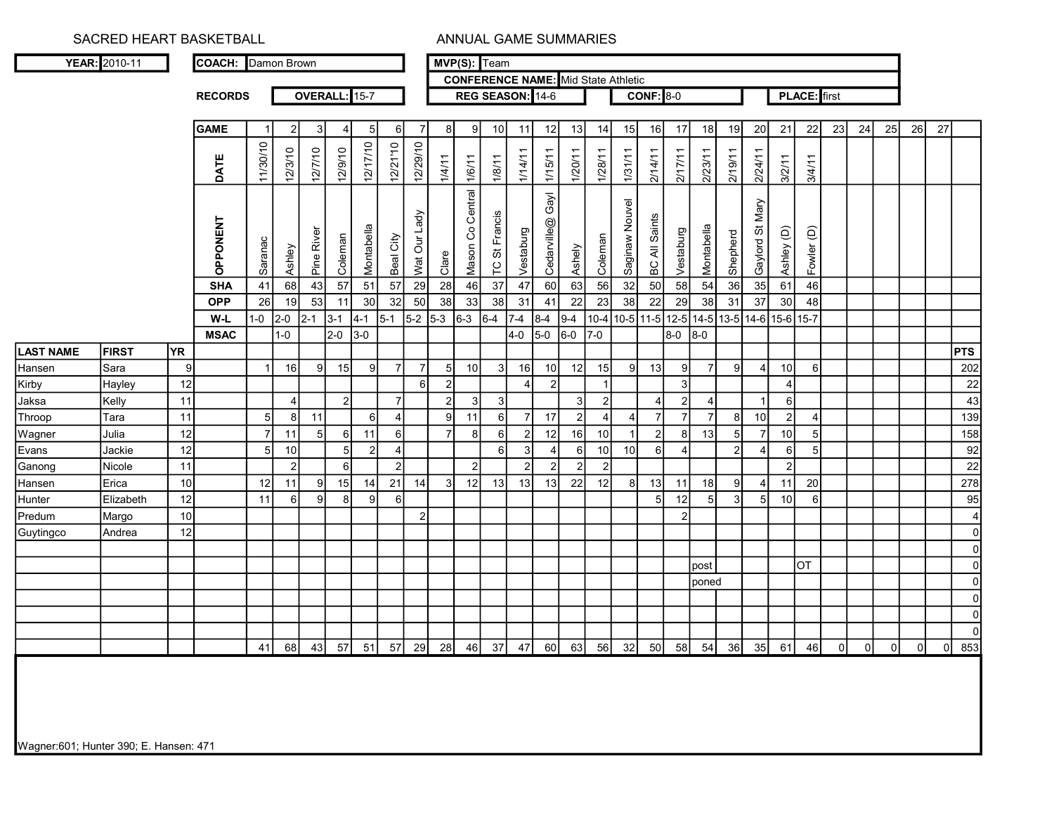SACRED HEART BASKETBALL — ANNUAL GAME SUMMARIES

| **YEAR:** 2010-11 | **COACH:** Damon Brown | **MVP(S):** Team |
|---|---|---|
| | | **CONFERENCE NAME:** Mid State Athletic |

**RECORDS** — **OVERALL:** 15-7 | **REG SEASON:** 14-6 | **CONF:** 8-0 | **PLACE:** first

| LAST NAME | FIRST | YR | | 1 | 2 | 3 | 4 | 5 | 6 | 7 | 8 | 9 | 10 | 11 | 12 | 13 | 14 | 15 | 16 | 17 | 18 | 19 | 20 | 21 | 22 | 23 | 24 | 25 | 26 | 27 | PTS |
|---|---|---|---|---|---|---|---|---|---|---|---|---|---|---|---|---|---|---|---|---|---|---|---|---|---|---|---|---|---|---|---|
| | | | **GAME** | 1 | 2 | 3 | 4 | 5 | 6 | 7 | 8 | 9 | 10 | 11 | 12 | 13 | 14 | 15 | 16 | 17 | 18 | 19 | 20 | 21 | 22 | 23 | 24 | 25 | 26 | 27 | |
| | | | **DATE** | 11/30/10 | 12/3/10 | 12/7/10 | 12/9/10 | 12/17/10 | 12/21'10 | 12/29/10 | 1/4/11 | 1/6/11 | 1/8/11 | 1/14/11 | 1/15/11 | 1/20/11 | 1/28/11 | 1/31/11 | 2/14/11 | 2/17/11 | 2/23/11 | 2/19/11 | 2/24/11 | 3/2/11 | 3/4/11 | | | | | | |
| | | | **OPPONENT** | Saranac | Ashley | Pine River | Coleman | Montabella | Beal City | Wat Our Lady | Clare | Mason Co Central | TC St Francis | Vestaburg | Cedarville@ Gayl | Ashely | Coleman | Saginaw Nouvel | BC All Saints | Vestaburg | Montabella | Shepherd | Gaylord St Mary | Ashley (D) | Fowler (D) | | | | | | |
| | | | **SHA** | 41 | 68 | 43 | 57 | 51 | 57 | 29 | 28 | 46 | 37 | 47 | 60 | 63 | 56 | 32 | 50 | 58 | 54 | 36 | 35 | 61 | 46 | | | | | | |
| | | | **OPP** | 26 | 19 | 53 | 11 | 30 | 32 | 50 | 38 | 33 | 38 | 31 | 41 | 22 | 23 | 38 | 22 | 29 | 38 | 31 | 37 | 30 | 48 | | | | | | |
| | | | **W-L** | 1-0 | 2-0 | 2-1 | 3-1 | 4-1 | 5-1 | 5-2 | 5-3 | 6-3 | 6-4 | 7-4 | 8-4 | 9-4 | 10-4 | 10-5 | 11-5 | 12-5 | 14-5 | 13-5 | 14-6 | 15-6 | 15-7 | | | | | | |
| | | | **MSAC** | | 1-0 | | 2-0 | 3-0 | | | | | | 4-0 | 5-0 | 6-0 | 7-0 | | | 8-0 | 8-0 | | | | | | | | | | |
| Hansen | Sara | 9 | | 1 | 16 | 9 | 15 | 9 | 7 | 7 | 5 | 10 | 3 | 16 | 10 | 12 | 15 | 9 | 13 | 9 | 7 | 9 | 4 | 10 | 6 | | | | | | 202 |
| Kirby | Hayley | 12 | | | | | | | | 6 | 2 | | | 4 | 2 | | 1 | | | 3 | | | | 4 | | | | | | | 22 |
| Jaksa | Kelly | 11 | | | 4 | | 2 | | 7 | | 2 | 3 | 3 | | | 3 | 2 | | 4 | 2 | 4 | | 1 | 6 | | | | | | | 43 |
| Throop | Tara | 11 | | 5 | 8 | 11 | | 6 | 4 | | 9 | 11 | 6 | 7 | 17 | 2 | 4 | 4 | 7 | 7 | 7 | 8 | 10 | 2 | 4 | | | | | | 139 |
| Wagner | Julia | 12 | | 7 | 11 | 5 | 6 | 11 | 6 | | 7 | 8 | 6 | 2 | 12 | 16 | 10 | 1 | 2 | 8 | 13 | 5 | 7 | 10 | 5 | | | | | | 158 |
| Evans | Jackie | 12 | | 5 | 10 | | 5 | 2 | 4 | | | | 6 | 3 | 4 | 6 | 10 | 10 | 6 | 4 | | 2 | 4 | 6 | 5 | | | | | | 92 |
| Ganong | Nicole | 11 | | | 2 | | 6 | | 2 | | | 2 | | 2 | 2 | 2 | 2 | | | | | | | 2 | | | | | | | 22 |
| Hansen | Erica | 10 | | 12 | 11 | 9 | 15 | 14 | 21 | 14 | 3 | 12 | 13 | 13 | 13 | 22 | 12 | 8 | 13 | 11 | 18 | 9 | 4 | 11 | 20 | | | | | | 278 |
| Hunter | Elizabeth | 12 | | 11 | 6 | 9 | 8 | 9 | 6 | | | | | | | | | | 5 | 12 | 5 | 3 | 5 | 10 | 6 | | | | | | 95 |
| Predum | Margo | 10 | | | | | | | | 2 | | | | | | | | | | 2 | | | | | | | | | | | 4 |
| Guytingco | Andrea | 12 | | | | | | | | | | | | | | | | | | | | | | | | | | | | | 0 |
| | | | | | | | | | | | | | | | | | | | | | | | | | | | | | | | 0 |
| | | | | | | | | | | | | | | | | | | | | | post | | | | OT | | | | | | 0 |
| | | | | | | | | | | | | | | | | | | | | | poned | | | | | | | | | | 0 |
| | | | | | | | | | | | | | | | | | | | | | | | | | | | | | | | 0 |
| | | | | | | | | | | | | | | | | | | | | | | | | | | | | | | | 0 |
| | | | | | | | | | | | | | | | | | | | | | | | | | | | | | | | 0 |
| | | | | 41 | 68 | 43 | 57 | 51 | 57 | 29 | 28 | 46 | 37 | 47 | 60 | 63 | 56 | 32 | 50 | 58 | 54 | 36 | 35 | 61 | 46 | 0 | 0 | 0 | 0 | 0 | 853 |

Wagner:601; Hunter 390; E. Hansen: 471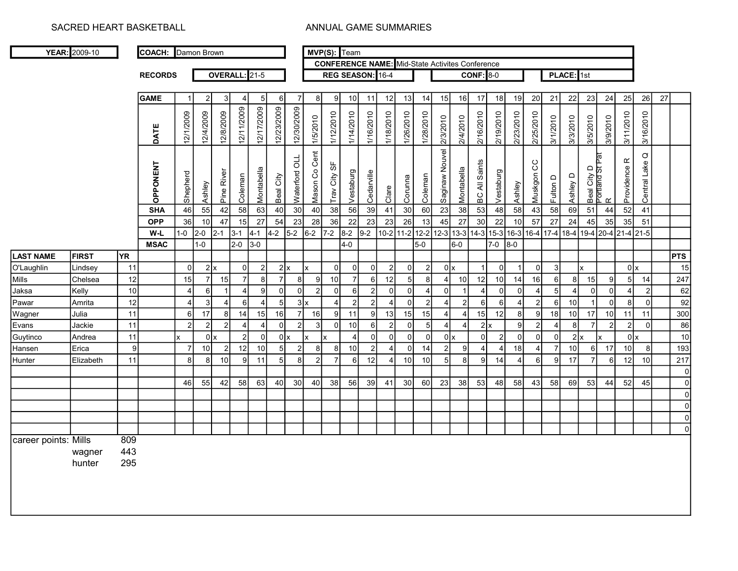SACRED HEART BASKETBALL

ANNUAL GAME SUMMARIES

**YEAR:** 2009-10

**COACH:** Damon Brown

**MVP(S):** Team

**CONFERENCE NAME:** Mid-State Activites Conference

**RECORDS**

**OVERALL:** 21-5

**REG SEASON:** 16-4

**CONF:** 8-0

**PLACE:** 1st

| LAST NAME | FIRST | YR | | 1 | 2 | 3 | 4 | 5 | 6 | 7 | 8 | 9 | 10 | 11 | 12 | 13 | 14 | 15 | 16 | 17 | 18 | 19 | 20 | 21 | 22 | 23 | 24 | 25 | 26 | 27 | PTS |
|---|---|---|---|---|---|---|---|---|---|---|---|---|---|---|---|---|---|---|---|---|---|---|---|---|---|---|---|---|---|---|---|
| | | | **GAME** | 1 | 2 | 3 | 4 | 5 | 6 | 7 | 8 | 9 | 10 | 11 | 12 | 13 | 14 | 15 | 16 | 17 | 18 | 19 | 20 | 21 | 22 | 23 | 24 | 25 | 26 | 27 | |
| | | | **DATE** | 12/1/2009 | 12/4/2009 | 12/8/2009 | 12/11/2009 | 12/17/2009 | 12/23/2009 | 12/30/2009 | 1/5/2010 | 1/12/2010 | 1/14/2010 | 1/16/2010 | 1/18/2010 | 1/26/2010 | 1/28/2010 | 2/3/2010 | 2/4/2010 | 2/16/2010 | 2/19/2010 | 2/23/2010 | 2/25/2010 | 3/1/2010 | 3/3/2010 | 3/5/2010 | 3/9/2010 | 3/11/2010 | 3/16/2010 | | |
| | | | **OPPONENT** | Shepherd | Ashley | Pine River | Coleman | Montabella | Beal City | Waterford OLL | Mason Co Cent | Trav City SF | Vestaburg | Cedarville | Clare | Corunna | Coleman | Saginaw Nouvel | Montabella | BC All Saints | Vestaburg | Ashley | Muskgon CC | Fulton D | Ashley D | Beal City D | Portland St Pat R | Providence R | Central Lake Q | | |
| | | | **SHA** | 46 | 55 | 42 | 58 | 63 | 40 | 30 | 40 | 38 | 56 | 39 | 41 | 30 | 60 | 23 | 38 | 53 | 48 | 58 | 43 | 58 | 69 | 51 | 44 | 52 | 41 | | |
| | | | **OPP** | 36 | 10 | 47 | 15 | 27 | 54 | 23 | 28 | 36 | 22 | 23 | 23 | 26 | 13 | 45 | 27 | 30 | 22 | 10 | 57 | 27 | 24 | 45 | 35 | 35 | 51 | | |
| | | | **W-L** | 1-0 | 2-0 | 2-1 | 3-1 | 4-1 | 4-2 | 5-2 | 6-2 | 7-2 | 8-2 | 9-2 | 10-2 | 11-2 | 12-2 | 12-3 | 13-3 | 14-3 | 15-3 | 16-3 | 16-4 | 17-4 | 18-4 | 19-4 | 20-4 | 21-4 | 21-5 | | |
| | | | **MSAC** | | 1-0 | | 2-0 | 3-0 | | | | | 4-0 | | | | 5-0 | | 6-0 | | 7-0 | 8-0 | | | | | | | | | |
| O'Laughlin | Lindsey | 11 | | 0 | 2 | x | 0 | 2 | 2 | x | x | 0 | 0 | 0 | 2 | 0 | 2 | 0 | x | 1 | 0 | 1 | 0 | 3 | | x | | 0 | x | | 15 |
| Mills | Chelsea | 12 | | 15 | 7 | 15 | 7 | 8 | 7 | 8 | 9 | 10 | 7 | 6 | 12 | 5 | 8 | 4 | 10 | 12 | 10 | 14 | 16 | 6 | 8 | 15 | 9 | 5 | 14 | | 247 |
| Jaksa | Kelly | 10 | | 4 | 6 | 1 | 4 | 9 | 0 | 0 | 2 | 0 | 6 | 2 | 0 | 0 | 4 | 0 | 1 | 4 | 0 | 0 | 4 | 5 | 4 | 0 | 0 | 4 | 2 | | 62 |
| Pawar | Amrita | 12 | | 4 | 3 | 4 | 6 | 4 | 5 | 3 | x | 4 | 2 | 2 | 4 | 0 | 2 | 4 | 2 | 6 | 6 | 4 | 2 | 6 | 10 | 1 | 0 | 8 | 0 | | 92 |
| Wagner | Julia | 11 | | 6 | 17 | 8 | 14 | 15 | 16 | 7 | 16 | 9 | 11 | 9 | 13 | 15 | 15 | 4 | 4 | 15 | 12 | 8 | 9 | 18 | 10 | 17 | 10 | 11 | 11 | | 300 |
| Evans | Jackie | 11 | | 2 | 2 | 2 | 4 | 4 | 0 | 2 | 3 | 0 | 10 | 6 | 2 | 0 | 5 | 4 | 4 | 2 | x | 9 | 2 | 4 | 8 | 7 | 2 | 2 | 0 | | 86 |
| Guytinco | Andrea | 11 | | x | 0 | x | 2 | 0 | 0 | x | x | x | 4 | 0 | 0 | 0 | 0 | 0 | x | 0 | 2 | 0 | 0 | 0 | 2 | x | x | 0 | x | | 10 |
| Hansen | Erica | 9 | | 7 | 10 | 2 | 12 | 10 | 5 | 2 | 8 | 8 | 10 | 2 | 4 | 0 | 14 | 2 | 9 | 4 | 4 | 18 | 4 | 7 | 10 | 6 | 17 | 10 | 8 | | 193 |
| Hunter | Elizabeth | 11 | | 8 | 8 | 10 | 9 | 11 | 5 | 8 | 2 | 7 | 6 | 12 | 4 | 10 | 10 | 5 | 8 | 9 | 14 | 4 | 6 | 9 | 17 | 7 | 6 | 12 | 10 | | 217 |
| | | | | | | | | | | | | | | | | | | | | | | | | | | | | | | | 0 |
| | | | | 46 | 55 | 42 | 58 | 63 | 40 | 30 | 40 | 38 | 56 | 39 | 41 | 30 | 60 | 23 | 38 | 53 | 48 | 58 | 43 | 58 | 69 | 53 | 44 | 52 | 45 | | 0 |
| | | | | | | | | | | | | | | | | | | | | | | | | | | | | | | | 0 |
| | | | | | | | | | | | | | | | | | | | | | | | | | | | | | | | 0 |
| | | | | | | | | | | | | | | | | | | | | | | | | | | | | | | | 0 |
| | | | | | | | | | | | | | | | | | | | | | | | | | | | | | | | 0 |

career points: Mills 809
wagner 443
hunter 295